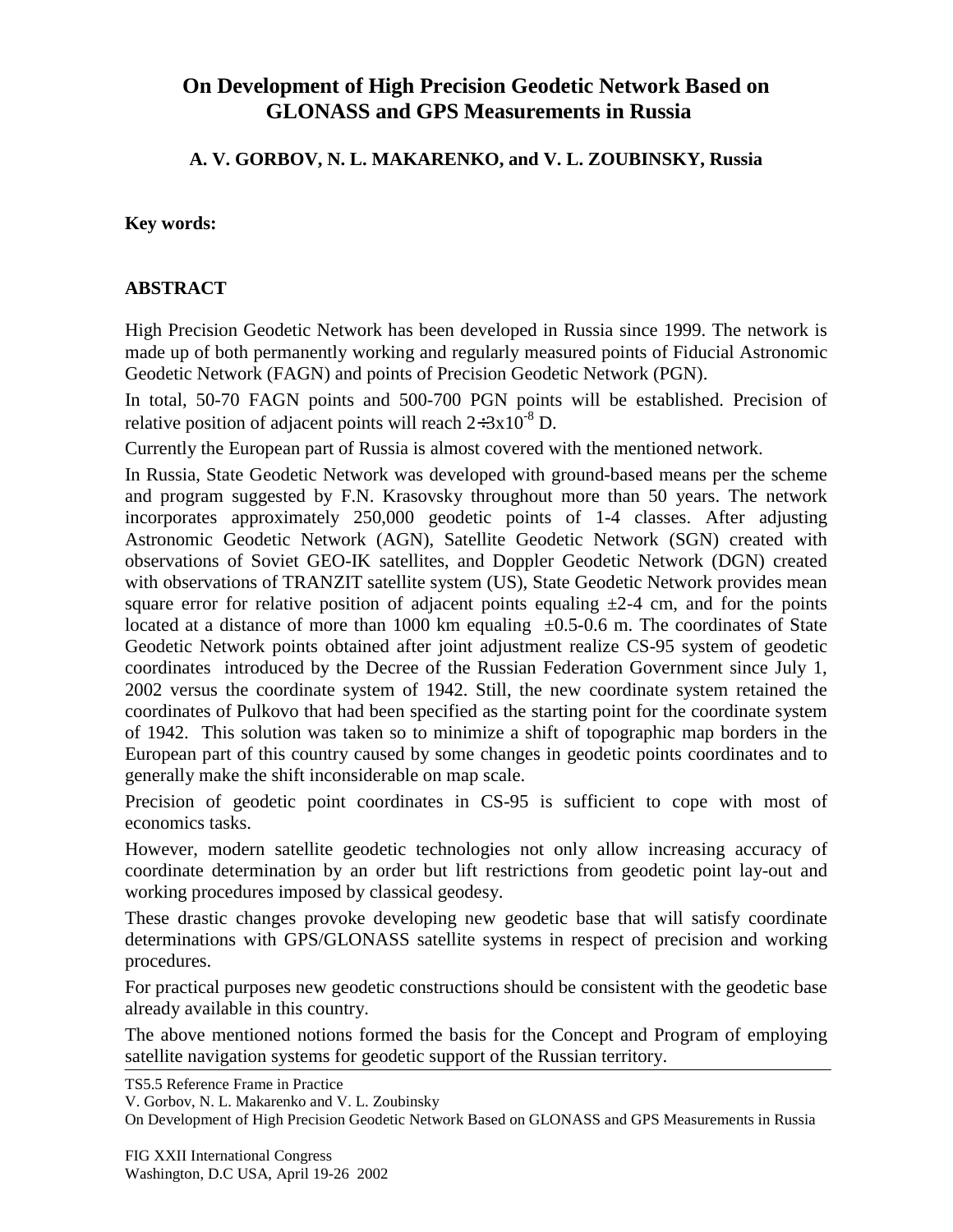# On Development of High Precision Geodetic Network Based on GLONASS and GPS Measurements in Russia

**A. V. GORBOV, N. L. MAKARENKO, and V. L. ZOUBINSKY, Russia**

**Key words:**

## ABSTRACT

High Precision Geodetic Network has been developed in Russia since 1999. The network is made up of both permanently working and regularly measured points of Fiducial Astronomic Geodetic Network (FAGN) and points of Precision Geodetic Network (PGN).

In total, 50-70 FAGN points and 500-700 PGN points will be established. Precision of relative position of adjacent points will reach $2 \div 3 \times 10^{-8}$ D.

Currently the European part of Russia is almost covered with the mentioned network.

In Russia, State Geodetic Network was developed with ground-based means per the scheme and program suggested by F.N. Krasovsky throughout more than 50 years. The network incorporates approximately 250,000 geodetic points of 1-4 classes. After adjusting Astronomic Geodetic Network (AGN), Satellite Geodetic Network (SGN) created with observations of Soviet GEO-IK satellites, and Doppler Geodetic Network (DGN) created with observations of TRANZIT satellite system (US), State Geodetic Network provides mean square error for relative position of adjacent points equaling ±2-4 cm, and for the points located at a distance of more than 1000 km equaling ±0.5-0.6 m. The coordinates of State Geodetic Network points obtained after joint adjustment realize CS-95 system of geodetic coordinates introduced by the Decree of the Russian Federation Government since July 1, 2002 versus the coordinate system of 1942. Still, the new coordinate system retained the coordinates of Pulkovo that had been specified as the starting point for the coordinate system of 1942. This solution was taken so to minimize a shift of topographic map borders in the European part of this country caused by some changes in geodetic points coordinates and to generally make the shift inconsiderable on map scale.

Precision of geodetic point coordinates in CS-95 is sufficient to cope with most of economics tasks.

However, modern satellite geodetic technologies not only allow increasing accuracy of coordinate determination by an order but lift restrictions from geodetic point lay-out and working procedures imposed by classical geodesy.

These drastic changes provoke developing new geodetic base that will satisfy coordinate determinations with GPS/GLONASS satellite systems in respect of precision and working procedures.

For practical purposes new geodetic constructions should be consistent with the geodetic base already available in this country.

The above mentioned notions formed the basis for the Concept and Program of employing satellite navigation systems for geodetic support of the Russian territory.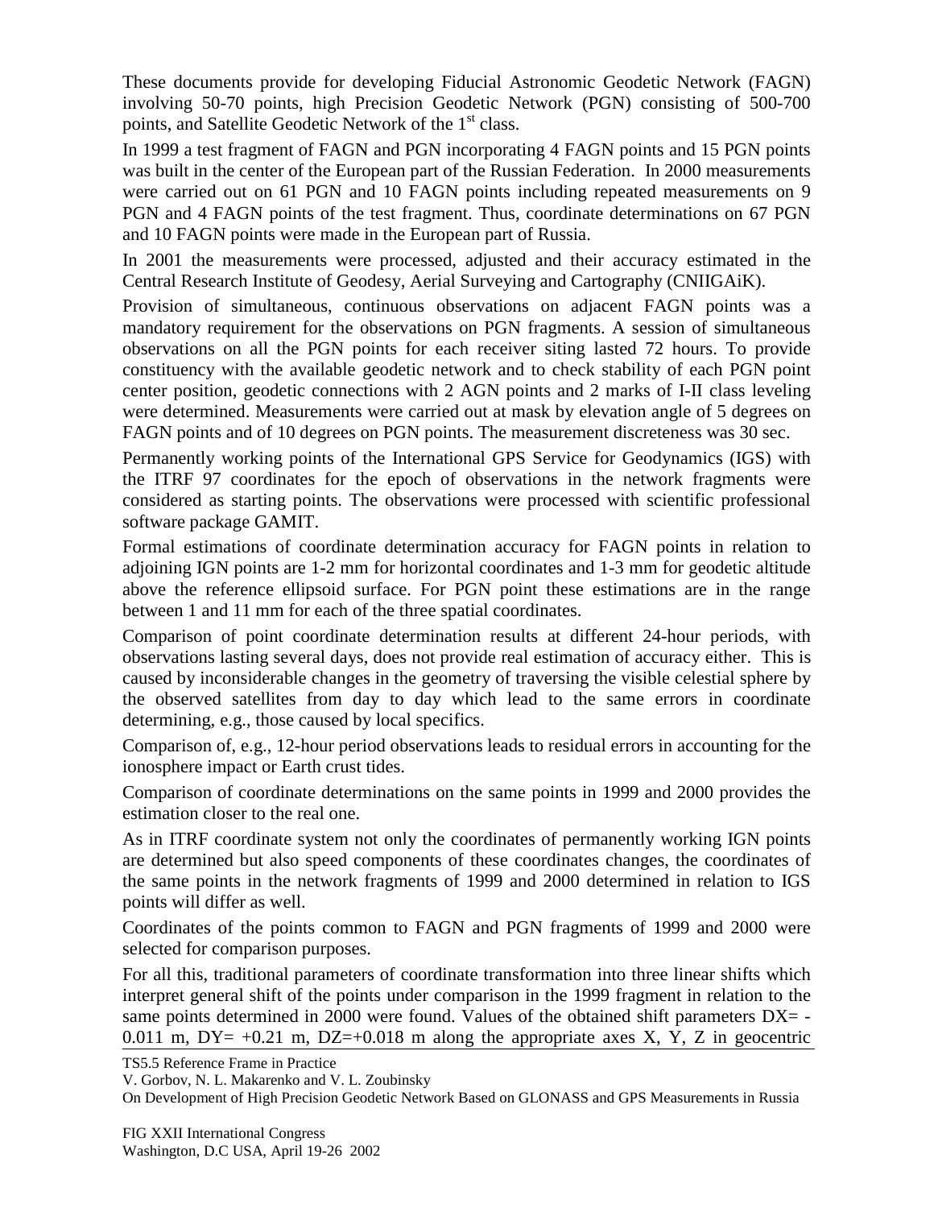These documents provide for developing Fiducial Astronomic Geodetic Network (FAGN) involving 50-70 points, high Precision Geodetic Network (PGN) consisting of 500-700 points, and Satellite Geodetic Network of the 1st class.

In 1999 a test fragment of FAGN and PGN incorporating 4 FAGN points and 15 PGN points was built in the center of the European part of the Russian Federation. In 2000 measurements were carried out on 61 PGN and 10 FAGN points including repeated measurements on 9 PGN and 4 FAGN points of the test fragment. Thus, coordinate determinations on 67 PGN and 10 FAGN points were made in the European part of Russia.

In 2001 the measurements were processed, adjusted and their accuracy estimated in the Central Research Institute of Geodesy, Aerial Surveying and Cartography (CNIIGAiK).

Provision of simultaneous, continuous observations on adjacent FAGN points was a mandatory requirement for the observations on PGN fragments. A session of simultaneous observations on all the PGN points for each receiver siting lasted 72 hours. To provide constituency with the available geodetic network and to check stability of each PGN point center position, geodetic connections with 2 AGN points and 2 marks of I-II class leveling were determined. Measurements were carried out at mask by elevation angle of 5 degrees on FAGN points and of 10 degrees on PGN points. The measurement discreteness was 30 sec.

Permanently working points of the International GPS Service for Geodynamics (IGS) with the ITRF 97 coordinates for the epoch of observations in the network fragments were considered as starting points. The observations were processed with scientific professional software package GAMIT.

Formal estimations of coordinate determination accuracy for FAGN points in relation to adjoining IGN points are 1-2 mm for horizontal coordinates and 1-3 mm for geodetic altitude above the reference ellipsoid surface. For PGN point these estimations are in the range between 1 and 11 mm for each of the three spatial coordinates.

Comparison of point coordinate determination results at different 24-hour periods, with observations lasting several days, does not provide real estimation of accuracy either. This is caused by inconsiderable changes in the geometry of traversing the visible celestial sphere by the observed satellites from day to day which lead to the same errors in coordinate determining, e.g., those caused by local specifics.

Comparison of, e.g., 12-hour period observations leads to residual errors in accounting for the ionosphere impact or Earth crust tides.

Comparison of coordinate determinations on the same points in 1999 and 2000 provides the estimation closer to the real one.

As in ITRF coordinate system not only the coordinates of permanently working IGN points are determined but also speed components of these coordinates changes, the coordinates of the same points in the network fragments of 1999 and 2000 determined in relation to IGS points will differ as well.

Coordinates of the points common to FAGN and PGN fragments of 1999 and 2000 were selected for comparison purposes.

For all this, traditional parameters of coordinate transformation into three linear shifts which interpret general shift of the points under comparison in the 1999 fragment in relation to the same points determined in 2000 were found. Values of the obtained shift parameters DX= -0.011 m, DY= +0.21 m, DZ=+0.018 m along the appropriate axes X, Y, Z in geocentric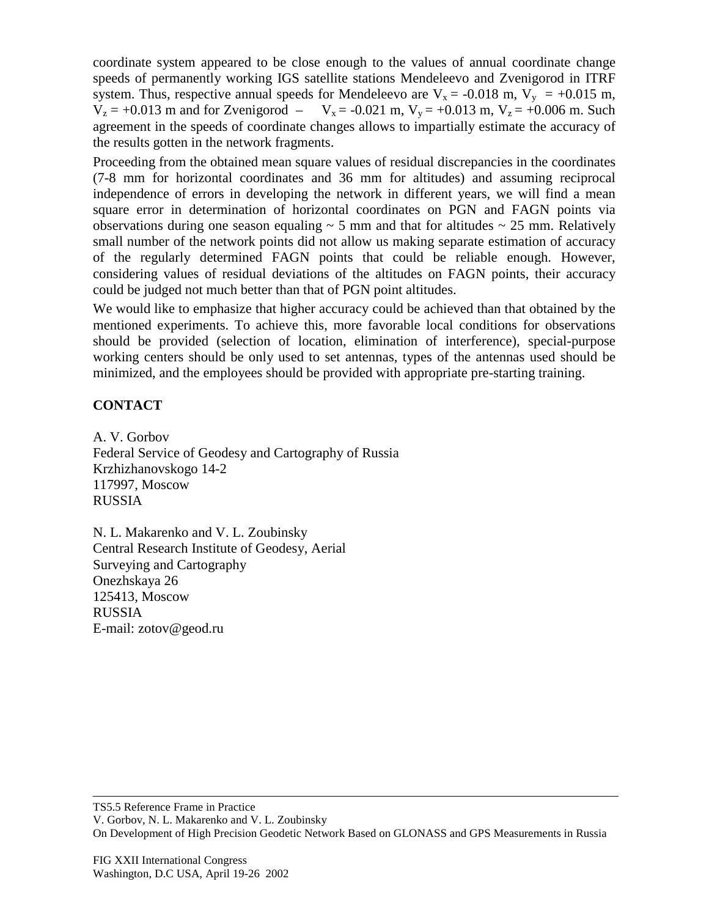coordinate system appeared to be close enough to the values of annual coordinate change speeds of permanently working IGS satellite stations Mendeleevo and Zvenigorod in ITRF system. Thus, respective annual speeds for Mendeleevo are $V_x = -0.018$ m, $V_y = +0.015$ m, $V_z = +0.013$ m and for Zvenigorod – $V_x = -0.021$ m, $V_y = +0.013$ m, $V_z = +0.006$ m. Such agreement in the speeds of coordinate changes allows to impartially estimate the accuracy of the results gotten in the network fragments.

Proceeding from the obtained mean square values of residual discrepancies in the coordinates (7-8 mm for horizontal coordinates and 36 mm for altitudes) and assuming reciprocal independence of errors in developing the network in different years, we will find a mean square error in determination of horizontal coordinates on PGN and FAGN points via observations during one season equaling ~ 5 mm and that for altitudes ~ 25 mm. Relatively small number of the network points did not allow us making separate estimation of accuracy of the regularly determined FAGN points that could be reliable enough. However, considering values of residual deviations of the altitudes on FAGN points, their accuracy could be judged not much better than that of PGN point altitudes.

We would like to emphasize that higher accuracy could be achieved than that obtained by the mentioned experiments. To achieve this, more favorable local conditions for observations should be provided (selection of location, elimination of interference), special-purpose working centers should be only used to set antennas, types of the antennas used should be minimized, and the employees should be provided with appropriate pre-starting training.

## CONTACT

A. V. Gorbov
Federal Service of Geodesy and Cartography of Russia
Krzhizhanovskogo 14-2
117997, Moscow
RUSSIA

N. L. Makarenko and V. L. Zoubinsky
Central Research Institute of Geodesy, Aerial
Surveying and Cartography
Onezhskaya 26
125413, Moscow
RUSSIA
E-mail: zotov@geod.ru